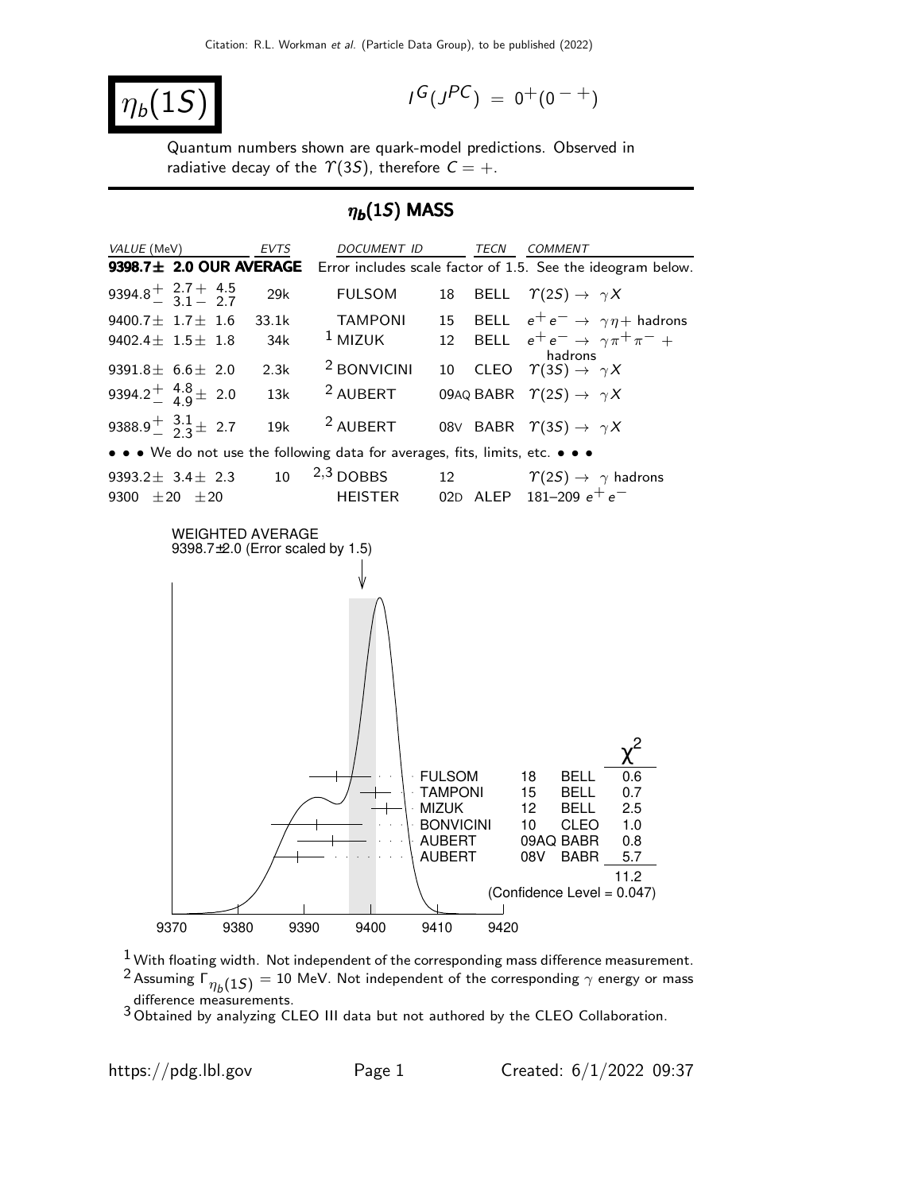# $\eta_b(1S)$

$I^G(J^{PC}) = 0^+(0^{-+})$

Quantum numbers shown are quark-model predictions. Observed in radiative decay of the $\Upsilon(3S)$, therefore $C = +$.

## $\eta_b(1S)$ MASS

| VALUE (MeV) | EVTS | DOCUMENT ID | | TECN | COMMENT |
|---|---|---|---|---|---|
| **9398.7± 2.0 OUR AVERAGE** | | Error includes scale factor of 1.5. See the ideogram below. | | | |
| $9394.8^{+\ 2.7}_{-\ 3.1}{}^{+\ 4.5}_{-\ 2.7}$ | 29k | FULSOM | 18 | BELL | $\Upsilon(2S) \rightarrow \gamma X$ |
| $9400.7 \pm 1.7 \pm 1.6$ | 33.1k | TAMPONI | 15 | BELL | $e^+e^- \rightarrow \gamma\eta+$ hadrons |
| $9402.4 \pm 1.5 \pm 1.8$ | 34k | [1] MIZUK | 12 | BELL | $e^+e^- \rightarrow \gamma\pi^+\pi^- +$ hadrons |
| $9391.8 \pm 6.6 \pm 2.0$ | 2.3k | [2] BONVICINI | 10 | CLEO | $\Upsilon(3S) \rightarrow \gamma X$ |
| $9394.2^{+\ 4.8}_{-\ 4.9} \pm 2.0$ | 13k | [2] AUBERT | 09AQ | BABR | $\Upsilon(2S) \rightarrow \gamma X$ |
| $9388.9^{+\ 3.1}_{-\ 2.3} \pm 2.7$ | 19k | [2] AUBERT | 08V | BABR | $\Upsilon(3S) \rightarrow \gamma X$ |
| • • • We do not use the following data for averages, fits, limits, etc. • • • | | | | | |
| $9393.2 \pm 3.4 \pm 2.3$ | 10 | [2,3] DOBBS | 12 | | $\Upsilon(2S) \rightarrow \gamma$ hadrons |
| $9300 \pm 20 \pm 20$ | | HEISTER | 02D | ALEP | 181–209 $e^+e^-$ |

WEIGHTED AVERAGE
9398.7±2.0 (Error scaled by 1.5)

| Experiment | | | $\chi^2$ |
|---|---|---|---|
| FULSOM | 18 | BELL | 0.6 |
| TAMPONI | 15 | BELL | 0.7 |
| MIZUK | 12 | BELL | 2.5 |
| BONVICINI | 10 | CLEO | 1.0 |
| AUBERT | 09AQ | BABR | 0.8 |
| AUBERT | 08V | BABR | 5.7 |
| | | | 11.2 |

(Confidence Level = 0.047)

[1] With floating width. Not independent of the corresponding mass difference measurement.

[2] Assuming $\Gamma_{\eta_b(1S)} = 10$ MeV. Not independent of the corresponding $\gamma$ energy or mass difference measurements.

[3] Obtained by analyzing CLEO III data but not authored by the CLEO Collaboration.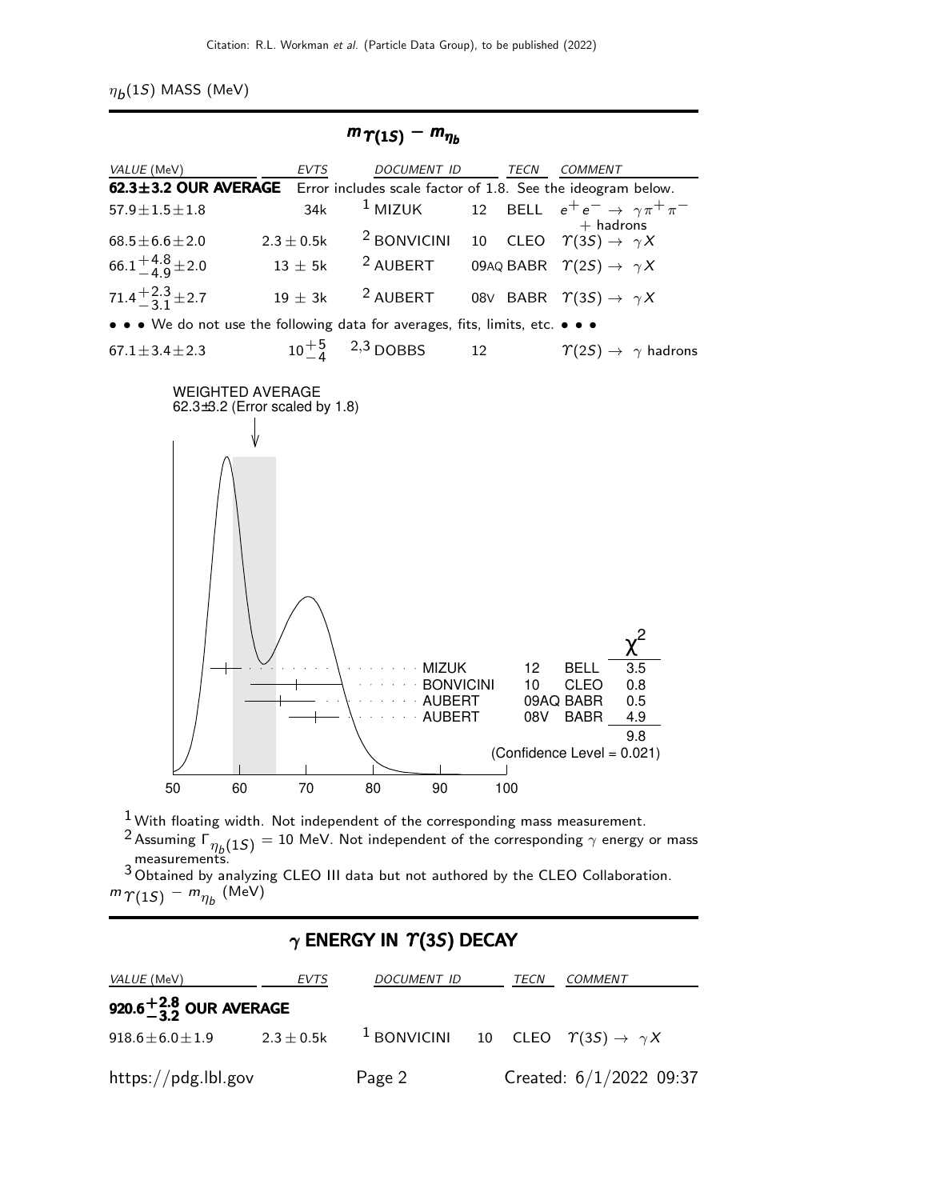$\eta_b(1S)$ MASS (MeV)

## $m_{\Upsilon(1S)} - m_{\eta_b}$

| VALUE (MeV) | EVTS | DOCUMENT ID | | TECN | COMMENT |
|---|---|---|---|---|---|
| **62.3±3.2 OUR AVERAGE** | Error includes scale factor of 1.8. See the ideogram below. | | | | |
| $57.9 \pm 1.5 \pm 1.8$ | 34k | [1] MIZUK | 12 | BELL | $e^+e^- \to \gamma\pi^+\pi^-$ + hadrons |
| $68.5 \pm 6.6 \pm 2.0$ | $2.3 \pm 0.5$k | [2] BONVICINI | 10 | CLEO | $\Upsilon(3S) \to \gamma X$ |
| $66.1^{+4.8}_{-4.9} \pm 2.0$ | $13 \pm 5$k | [2] AUBERT | 09AQ | BABR | $\Upsilon(2S) \to \gamma X$ |
| $71.4^{+2.3}_{-3.1} \pm 2.7$ | $19 \pm 3$k | [2] AUBERT | 08V | BABR | $\Upsilon(3S) \to \gamma X$ |
| • • • We do not use the following data for averages, fits, limits, etc. • • • | | | | | |
| $67.1 \pm 3.4 \pm 2.3$ | $10^{+5}_{-4}$ | [2,3] DOBBS | 12 | | $\Upsilon(2S) \to \gamma$ hadrons |

WEIGHTED AVERAGE
62.3±3.2 (Error scaled by 1.8)

| | | | $\chi^2$ |
|---|---|---|---|
| MIZUK | 12 | BELL | 3.5 |
| BONVICINI | 10 | CLEO | 0.8 |
| AUBERT | 09AQ | BABR | 0.5 |
| AUBERT | 08V | BABR | 4.9 |
| | | | 9.8 |

(Confidence Level = 0.021)

[1] With floating width. Not independent of the corresponding mass measurement.

[2] Assuming $\Gamma_{\eta_b(1S)} = 10$ MeV. Not independent of the corresponding $\gamma$ energy or mass measurements.

[3] Obtained by analyzing CLEO III data but not authored by the CLEO Collaboration.

$m_{\Upsilon(1S)} - m_{\eta_b}$ (MeV)

## $\gamma$ ENERGY IN $\Upsilon(3S)$ DECAY

| VALUE (MeV) | EVTS | DOCUMENT ID | | TECN | COMMENT |
|---|---|---|---|---|---|
| **$920.6^{+2.8}_{-3.2}$ OUR AVERAGE** | | | | | |
| $918.6 \pm 6.0 \pm 1.9$ | $2.3 \pm 0.5$k | [1] BONVICINI | 10 | CLEO | $\Upsilon(3S) \to \gamma X$ |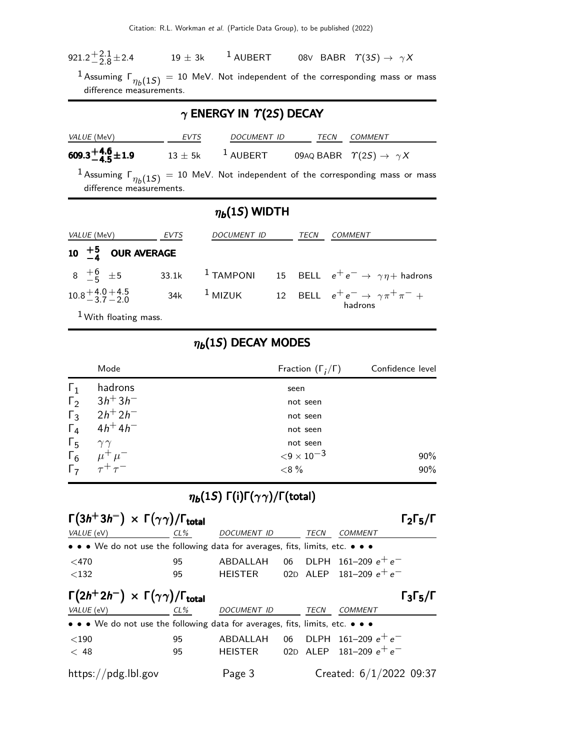| | | | | |
|---|---|---|---|---|
| $921.2^{+2.1}_{-2.8}\pm 2.4$ | $19 \pm 3k$ | [1] AUBERT | 08V BABR | $\Upsilon(3S) \to \gamma X$ |

[1] Assuming $\Gamma_{\eta_b(1S)}$ = 10 MeV. Not independent of the corresponding mass or mass difference measurements.

## $\gamma$ ENERGY IN $\Upsilon(2S)$ DECAY

| VALUE (MeV) | EVTS | DOCUMENT ID | TECN | COMMENT |
|---|---|---|---|---|
| $\mathbf{609.3^{+4.6}_{-4.5}\pm 1.9}$ | $13 \pm 5k$ | [1] AUBERT | 09AQ BABR | $\Upsilon(2S) \to \gamma X$ |

[1] Assuming $\Gamma_{\eta_b(1S)}$ = 10 MeV. Not independent of the corresponding mass or mass difference measurements.

## $\eta_b(1S)$ WIDTH

| VALUE (MeV) | EVTS | DOCUMENT ID | TECN | COMMENT |
|---|---|---|---|---|
| $\mathbf{10\ ^{+5}_{-4}}$ **OUR AVERAGE** | | | | |
| $8\ ^{+6}_{-5}\ \pm 5$ | 33.1k | [1] TAMPONI | 15 BELL | $e^+e^- \to \gamma\eta +$ hadrons |
| $10.8^{+4.0}_{-3.7}{}^{+4.5}_{-2.0}$ | 34k | [1] MIZUK | 12 BELL | $e^+e^- \to \gamma\pi^+\pi^- +$ hadrons |

[1] With floating mass.

## $\eta_b(1S)$ DECAY MODES

| | Mode | Fraction ($\Gamma_i/\Gamma$) | Confidence level |
|---|---|---|---|
| $\Gamma_1$ | hadrons | seen | |
| $\Gamma_2$ | $3h^+3h^-$ | not seen | |
| $\Gamma_3$ | $2h^+2h^-$ | not seen | |
| $\Gamma_4$ | $4h^+4h^-$ | not seen | |
| $\Gamma_5$ | $\gamma\gamma$ | not seen | |
| $\Gamma_6$ | $\mu^+\mu^-$ | $<9 \times 10^{-3}$ | 90% |
| $\Gamma_7$ | $\tau^+\tau^-$ | $<8$ % | 90% |

## $\eta_b(1S)$ $\Gamma(i)\Gamma(\gamma\gamma)/\Gamma(\text{total})$

### $\Gamma(3h^+3h^-) \times \Gamma(\gamma\gamma)/\Gamma_{\text{total}}$ $\Gamma_2\Gamma_5/\Gamma$

| VALUE (eV) | CL% | DOCUMENT ID | TECN | COMMENT |
|---|---|---|---|---|
| • • • We do not use the following data for averages, fits, limits, etc. • • • | | | | |
| $<470$ | 95 | ABDALLAH | 06 DLPH | 161–209 $e^+e^-$ |
| $<132$ | 95 | HEISTER | 02D ALEP | 181–209 $e^+e^-$ |

### $\Gamma(2h^+2h^-) \times \Gamma(\gamma\gamma)/\Gamma_{\text{total}}$ $\Gamma_3\Gamma_5/\Gamma$

| VALUE (eV) | CL% | DOCUMENT ID | TECN | COMMENT |
|---|---|---|---|---|
| • • • We do not use the following data for averages, fits, limits, etc. • • • | | | | |
| $<190$ | 95 | ABDALLAH | 06 DLPH | 161–209 $e^+e^-$ |
| $< 48$ | 95 | HEISTER | 02D ALEP | 181–209 $e^+e^-$ |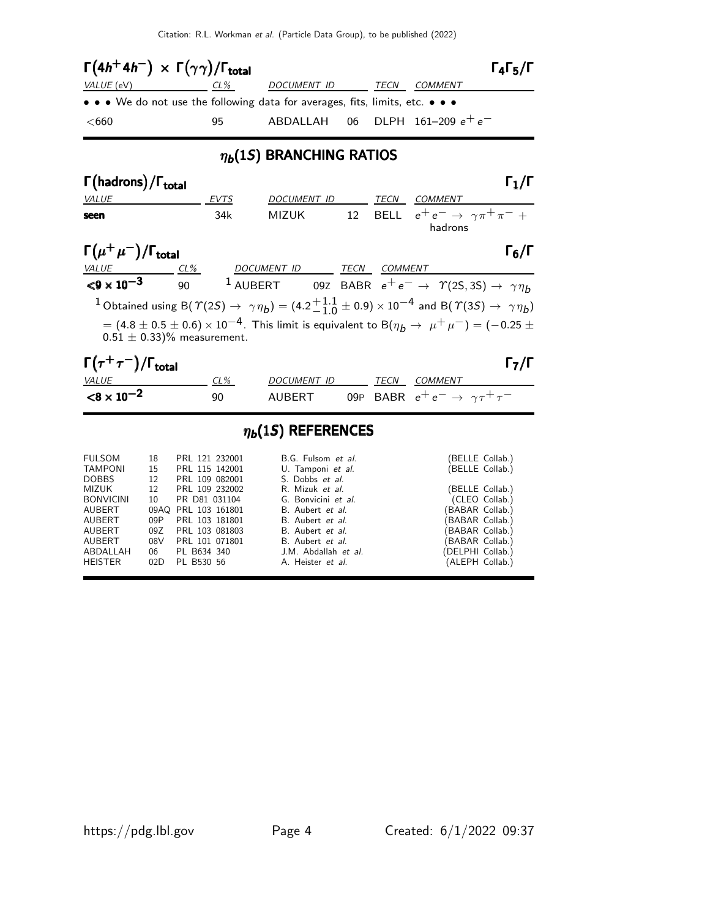### $\Gamma(4h^+ 4h^-) \times \Gamma(\gamma\gamma)/\Gamma_{total}$ $\Gamma_4\Gamma_5/\Gamma$

| VALUE (eV) | CL% | DOCUMENT ID | | TECN | COMMENT |
|---|---|---|---|---|---|
| • • • We do not use the following data for averages, fits, limits, etc. • • • | | | | | |
| $<660$ | 95 | ABDALLAH | 06 | DLPH | 161–209 $e^+e^-$ |

## $\eta_b(1S)$ BRANCHING RATIOS

### $\Gamma(\text{hadrons})/\Gamma_{total}$ $\Gamma_1/\Gamma$

| VALUE | EVTS | DOCUMENT ID | | TECN | COMMENT |
|---|---|---|---|---|---|
| **seen** | 34k | MIZUK | 12 | BELL | $e^+e^- \to \gamma\pi^+\pi^-$ + hadrons |

### $\Gamma(\mu^+\mu^-)/\Gamma_{total}$ $\Gamma_6/\Gamma$

| VALUE | CL% | DOCUMENT ID | | TECN | COMMENT |
|---|---|---|---|---|---|
| $\mathbf{<9 \times 10^{-3}}$ | 90 | [1] AUBERT | 09Z | BABR | $e^+e^- \to \Upsilon(2S, 3S) \to \gamma\eta_b$ |

[1] Obtained using B($\Upsilon(2S) \to \gamma\eta_b$) = $(4.2^{+1.1}_{-1.0} \pm 0.9) \times 10^{-4}$ and B($\Upsilon(3S) \to \gamma\eta_b$) = $(4.8 \pm 0.5 \pm 0.6) \times 10^{-4}$. This limit is equivalent to B($\eta_b \to \mu^+\mu^-$) = $(-0.25 \pm 0.51 \pm 0.33)$% measurement.

### $\Gamma(\tau^+\tau^-)/\Gamma_{total}$ $\Gamma_7/\Gamma$

| VALUE | CL% | DOCUMENT ID | | TECN | COMMENT |
|---|---|---|---|---|---|
| $\mathbf{<8 \times 10^{-2}}$ | 90 | AUBERT | 09P | BABR | $e^+e^- \to \gamma\tau^+\tau^-$ |

## $\eta_b(1S)$ REFERENCES

| | | | | |
|---|---|---|---|---|
| FULSOM | 18 | PRL 121 232001 | B.G. Fulsom *et al.* | (BELLE Collab.) |
| TAMPONI | 15 | PRL 115 142001 | U. Tamponi *et al.* | (BELLE Collab.) |
| DOBBS | 12 | PRL 109 082001 | S. Dobbs *et al.* | |
| MIZUK | 12 | PRL 109 232002 | R. Mizuk *et al.* | (BELLE Collab.) |
| BONVICINI | 10 | PR D81 031104 | G. Bonvicini *et al.* | (CLEO Collab.) |
| AUBERT | 09AQ | PRL 103 161801 | B. Aubert *et al.* | (BABAR Collab.) |
| AUBERT | 09P | PRL 103 181801 | B. Aubert *et al.* | (BABAR Collab.) |
| AUBERT | 09Z | PRL 103 081803 | B. Aubert *et al.* | (BABAR Collab.) |
| AUBERT | 08V | PRL 101 071801 | B. Aubert *et al.* | (BABAR Collab.) |
| ABDALLAH | 06 | PL B634 340 | J.M. Abdallah *et al.* | (DELPHI Collab.) |
| HEISTER | 02D | PL B530 56 | A. Heister *et al.* | (ALEPH Collab.) |